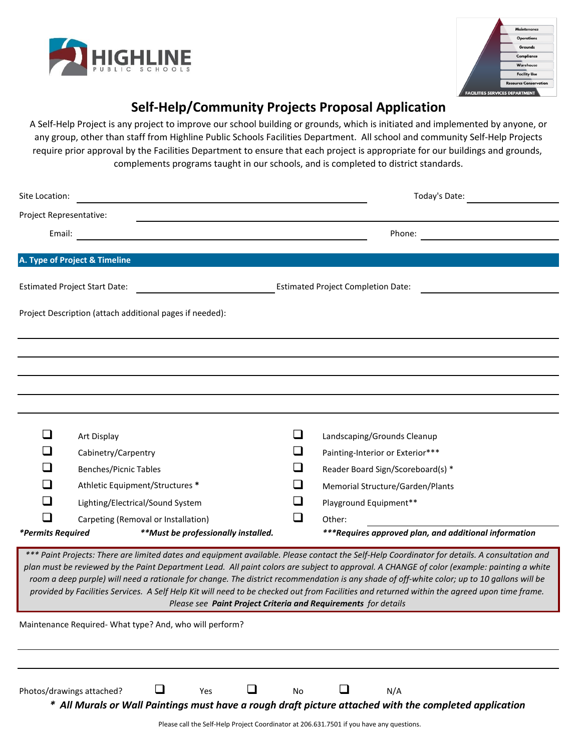# Self-Help/Community Projects Proposal Application

A Self-Help Project is any project to improve our school building or grounds, which is initiated and implemented by anyone, or any group, other than staff from Highline Public Schools Facilities Department. All school and community Self-Help Projects require prior approval by the Facilities Department to ensure that each project is appropriate for our buildings and grounds, complements programs taught in our schools, and is completed to district standards.

Site Location: ______________________________ Today's Date: ______________

Project Representative: ______________________________

Email: ______________________________ Phone: ______________

## A. Type of Project & Timeline

Estimated Project Start Date: ______________ Estimated Project Completion Date: ______________

Project Description (attach additional pages if needed):

______________________________________________________________

______________________________________________________________

______________________________________________________________

______________________________________________________________

______________________________________________________________

- ☐ Art Display
- ☐ Cabinetry/Carpentry
- ☐ Benches/Picnic Tables
- ☐ Athletic Equipment/Structures *
- ☐ Lighting/Electrical/Sound System
- ☐ Carpeting (Removal or Installation)
- ☐ Landscaping/Grounds Cleanup
- ☐ Painting-Interior or Exterior***
- ☐ Reader Board Sign/Scoreboard(s) *
- ☐ Memorial Structure/Garden/Plants
- ☐ Playground Equipment**
- ☐ Other: ______________

***Permits Required** ****Must be professionally installed.** *****Requires approved plan, and additional information**

*\*\*\* Paint Projects: There are limited dates and equipment available. Please contact the Self-Help Coordinator for details. A consultation and plan must be reviewed by the Paint Department Lead. All paint colors are subject to approval. A CHANGE of color (example: painting a white room a deep purple) will need a rationale for change. The district recommendation is any shade of off-white color; up to 10 gallons will be provided by Facilities Services. A Self Help Kit will need to be checked out from Facilities and returned within the agreed upon time frame. Please see **Paint Project Criteria and Requirements** for details*

Maintenance Required- What type? And, who will perform?

______________________________________________________________

______________________________________________________________

Photos/drawings attached? ☐ Yes ☐ No ☐ N/A

***\* All Murals or Wall Paintings must have a rough draft picture attached with the completed application***

Please call the Self-Help Project Coordinator at 206.631.7501 if you have any questions.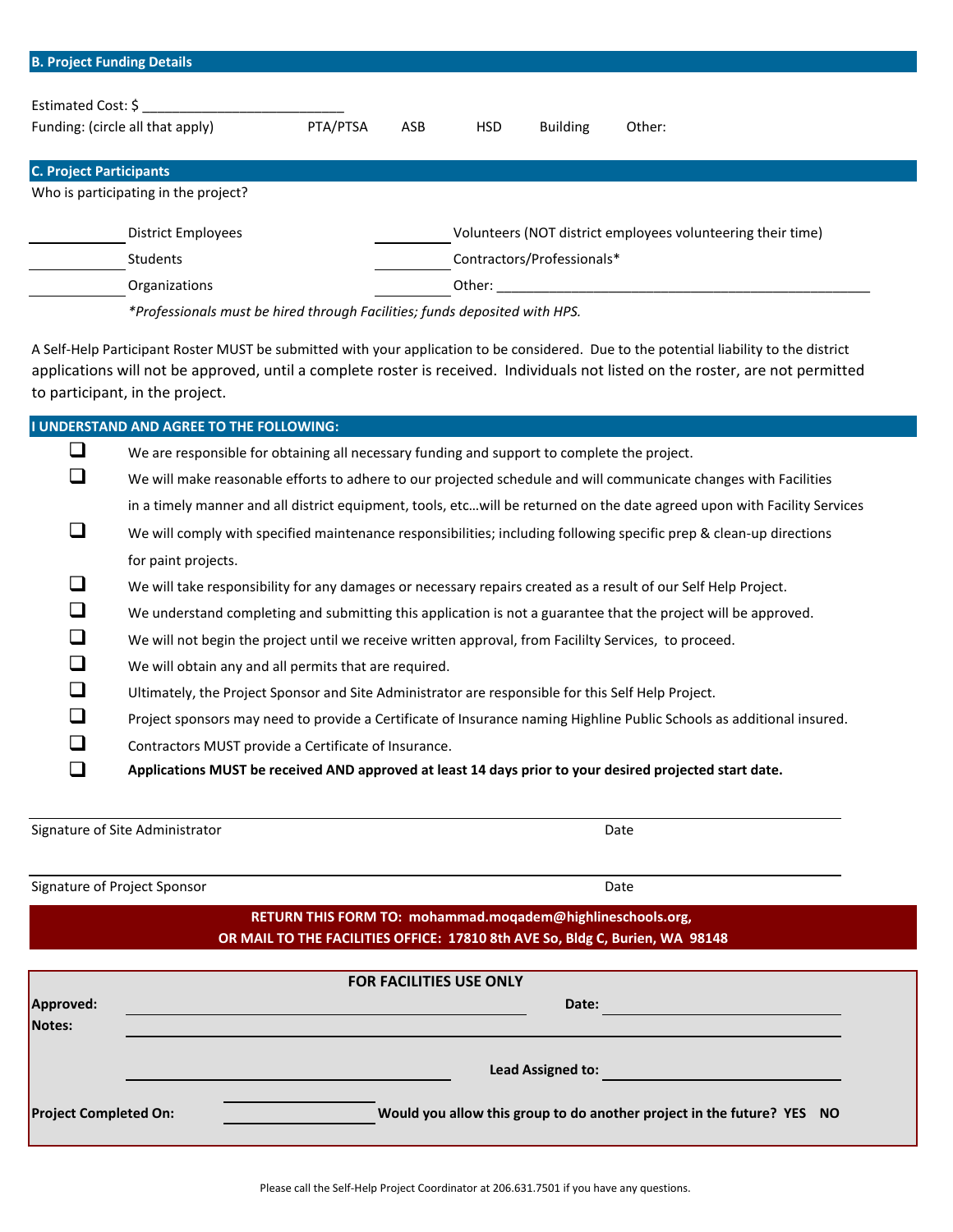## B. Project Funding Details

Estimated Cost: $ ___________________________

Funding: (circle all that apply) PTA/PTSA ASB HSD Building Other:

## C. Project Participants

Who is participating in the project?

| | | | |
|---|---|---|---|
| ________ | District Employees | ________ | Volunteers (NOT district employees volunteering their time) |
| ________ | Students | ________ | Contractors/Professionals* |
| ________ | Organizations | ________ | Other: ___________________________ |

*\*Professionals must be hired through Facilities; funds deposited with HPS.*

A Self-Help Participant Roster MUST be submitted with your application to be considered. Due to the potential liability to the district applications will not be approved, until a complete roster is received. Individuals not listed on the roster, are not permitted to participant, in the project.

## I UNDERSTAND AND AGREE TO THE FOLLOWING:

- ☐ We are responsible for obtaining all necessary funding and support to complete the project.
- ☐ We will make reasonable efforts to adhere to our projected schedule and will communicate changes with Facilities in a timely manner and all district equipment, tools, etc…will be returned on the date agreed upon with Facility Services
- ☐ We will comply with specified maintenance responsibilities; including following specific prep & clean-up directions for paint projects.
- ☐ We will take responsibility for any damages or necessary repairs created as a result of our Self Help Project.
- ☐ We understand completing and submitting this application is not a guarantee that the project will be approved.
- ☐ We will not begin the project until we receive written approval, from Facililty Services, to proceed.
- ☐ We will obtain any and all permits that are required.
- ☐ Ultimately, the Project Sponsor and Site Administrator are responsible for this Self Help Project.
- ☐ Project sponsors may need to provide a Certificate of Insurance naming Highline Public Schools as additional insured.
- ☐ Contractors MUST provide a Certificate of Insurance.
- ☐ **Applications MUST be received AND approved at least 14 days prior to your desired projected start date.**

___________________________________________________________

Signature of Site Administrator Date

___________________________________________________________

Signature of Project Sponsor Date

**RETURN THIS FORM TO: mohammad.moqadem@highlineschools.org,**
**OR MAIL TO THE FACILITIES OFFICE: 17810 8th AVE So, Bldg C, Burien, WA 98148**

**FOR FACILITIES USE ONLY**

**Approved:** ______________________ **Date:** ______________________

**Notes:** ___________________________________________

______________________ **Lead Assigned to:** ______________________

**Project Completed On:** ______________ **Would you allow this group to do another project in the future? YES NO**

Please call the Self-Help Project Coordinator at 206.631.7501 if you have any questions.